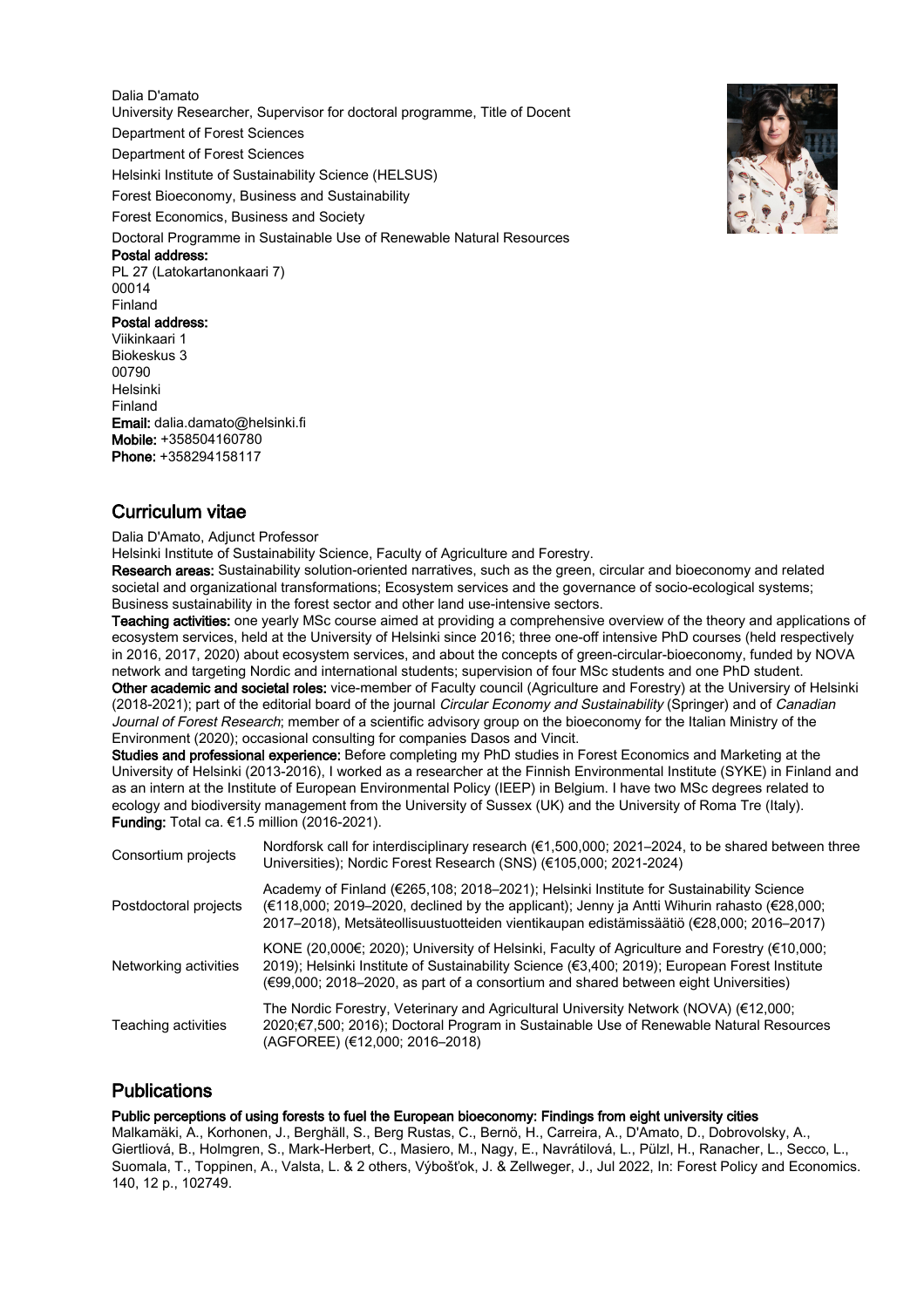Dalia D'amato

University Researcher, Supervisor for doctoral programme, Title of Docent

Department of Forest Sciences

Department of Forest Sciences

Helsinki Institute of Sustainability Science (HELSUS)

Forest Bioeconomy, Business and Sustainability

Forest Economics, Business and Society

Doctoral Programme in Sustainable Use of Renewable Natural Resources

**Postal address:**
PL 27 (Latokartanonkaari 7)
00014
Finland

**Postal address:**
Viikinkaari 1
Biokeskus 3
00790
Helsinki
Finland

**Email:** dalia.damato@helsinki.fi
**Mobile:** +358504160780
**Phone:** +358294158117

## Curriculum vitae

Dalia D'Amato, Adjunct Professor
Helsinki Institute of Sustainability Science, Faculty of Agriculture and Forestry.

**Research areas:** Sustainability solution-oriented narratives, such as the green, circular and bioeconomy and related societal and organizational transformations; Ecosystem services and the governance of socio-ecological systems; Business sustainability in the forest sector and other land use-intensive sectors.

**Teaching activities:** one yearly MSc course aimed at providing a comprehensive overview of the theory and applications of ecosystem services, held at the University of Helsinki since 2016; three one-off intensive PhD courses (held respectively in 2016, 2017, 2020) about ecosystem services, and about the concepts of green-circular-bioeconomy, funded by NOVA network and targeting Nordic and international students; supervision of four MSc students and one PhD student.

**Other academic and societal roles:** vice-member of Faculty council (Agriculture and Forestry) at the Universiry of Helsinki (2018-2021); part of the editorial board of the journal *Circular Economy and Sustainability* (Springer) and of *Canadian Journal of Forest Research*; member of a scientific advisory group on the bioeconomy for the Italian Ministry of the Environment (2020); occasional consulting for companies Dasos and Vincit.

**Studies and professional experience:** Before completing my PhD studies in Forest Economics and Marketing at the University of Helsinki (2013-2016), I worked as a researcher at the Finnish Environmental Institute (SYKE) in Finland and as an intern at the Institute of European Environmental Policy (IEEP) in Belgium. I have two MSc degrees related to ecology and biodiversity management from the University of Sussex (UK) and the University of Roma Tre (Italy).

**Funding:** Total ca. €1.5 million (2016-2021).

| | |
|---|---|
| Consortium projects | Nordforsk call for interdisciplinary research (€1,500,000; 2021–2024, to be shared between three Universities); Nordic Forest Research (SNS) (€105,000; 2021-2024) |
| Postdoctoral projects | Academy of Finland (€265,108; 2018–2021); Helsinki Institute for Sustainability Science (€118,000; 2019–2020, declined by the applicant); Jenny ja Antti Wihurin rahasto (€28,000; 2017–2018), Metsäteollisuustuotteiden vientikaupan edistämissäätiö (€28,000; 2016–2017) |
| Networking activities | KONE (20,000€; 2020); University of Helsinki, Faculty of Agriculture and Forestry (€10,000; 2019); Helsinki Institute of Sustainability Science (€3,400; 2019); European Forest Institute (€99,000; 2018–2020, as part of a consortium and shared between eight Universities) |
| Teaching activities | The Nordic Forestry, Veterinary and Agricultural University Network (NOVA) (€12,000; 2020;€7,500; 2016); Doctoral Program in Sustainable Use of Renewable Natural Resources (AGFOREE) (€12,000; 2016–2018) |

## Publications

**Public perceptions of using forests to fuel the European bioeconomy: Findings from eight university cities**

Malkamäki, A., Korhonen, J., Berghäll, S., Berg Rustas, C., Bernö, H., Carreira, A., D'Amato, D., Dobrovolsky, A., Giertliová, B., Holmgren, S., Mark-Herbert, C., Masiero, M., Nagy, E., Navrátilová, L., Pülzl, H., Ranacher, L., Secco, L., Suomala, T., Toppinen, A., Valsta, L. & 2 others, Výbošťok, J. & Zellweger, J., Jul 2022, In: Forest Policy and Economics. 140, 12 p., 102749.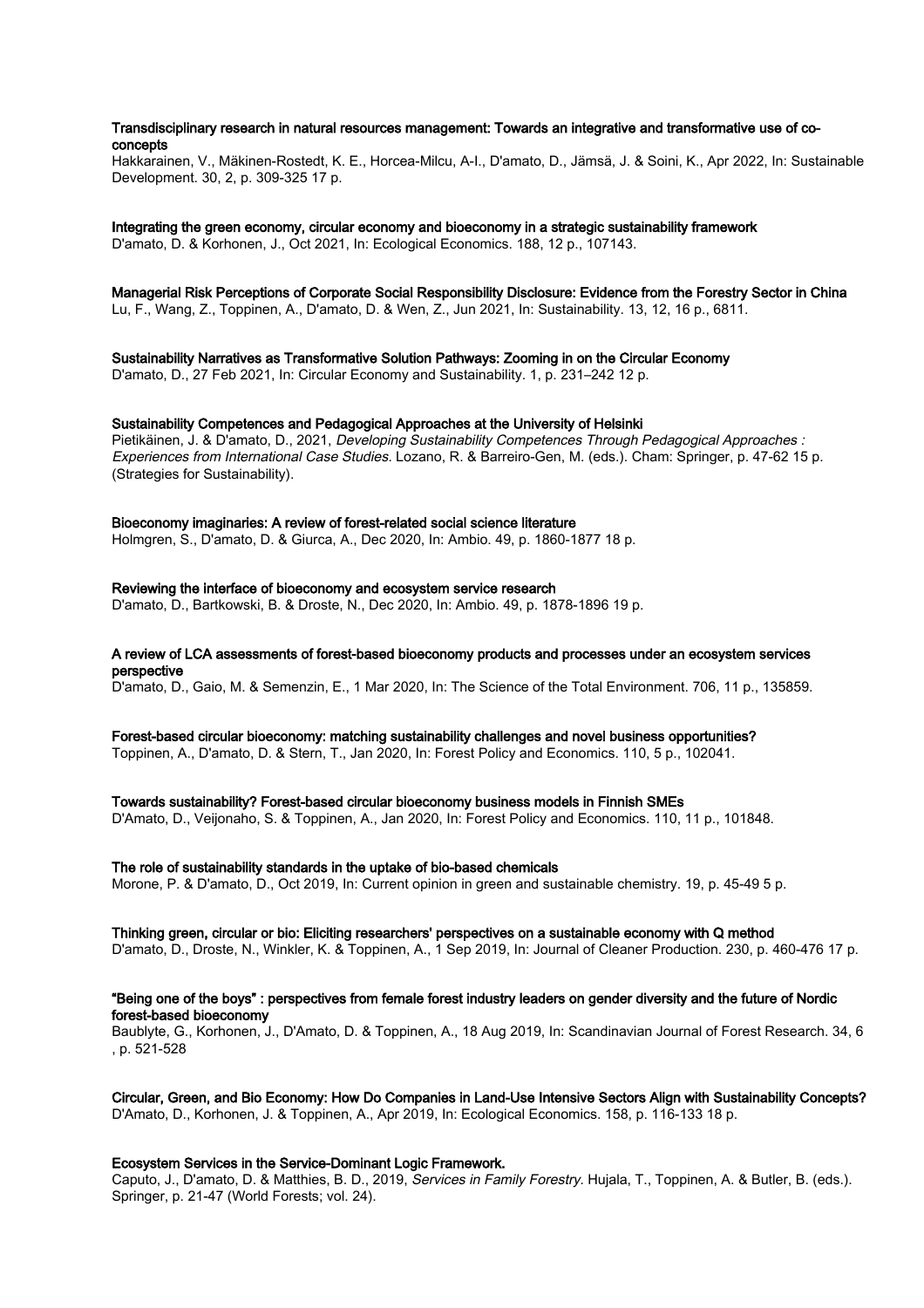**Transdisciplinary research in natural resources management: Towards an integrative and transformative use of co-concepts**
Hakkarainen, V., Mäkinen-Rostedt, K. E., Horcea-Milcu, A-I., D'amato, D., Jämsä, J. & Soini, K., Apr 2022, In: Sustainable Development. 30, 2, p. 309-325 17 p.

**Integrating the green economy, circular economy and bioeconomy in a strategic sustainability framework**
D'amato, D. & Korhonen, J., Oct 2021, In: Ecological Economics. 188, 12 p., 107143.

**Managerial Risk Perceptions of Corporate Social Responsibility Disclosure: Evidence from the Forestry Sector in China**
Lu, F., Wang, Z., Toppinen, A., D'amato, D. & Wen, Z., Jun 2021, In: Sustainability. 13, 12, 16 p., 6811.

**Sustainability Narratives as Transformative Solution Pathways: Zooming in on the Circular Economy**
D'amato, D., 27 Feb 2021, In: Circular Economy and Sustainability. 1, p. 231–242 12 p.

**Sustainability Competences and Pedagogical Approaches at the University of Helsinki**
Pietikäinen, J. & D'amato, D., 2021, *Developing Sustainability Competences Through Pedagogical Approaches : Experiences from International Case Studies.* Lozano, R. & Barreiro-Gen, M. (eds.). Cham: Springer, p. 47-62 15 p. (Strategies for Sustainability).

**Bioeconomy imaginaries: A review of forest-related social science literature**
Holmgren, S., D'amato, D. & Giurca, A., Dec 2020, In: Ambio. 49, p. 1860-1877 18 p.

**Reviewing the interface of bioeconomy and ecosystem service research**
D'amato, D., Bartkowski, B. & Droste, N., Dec 2020, In: Ambio. 49, p. 1878-1896 19 p.

**A review of LCA assessments of forest-based bioeconomy products and processes under an ecosystem services perspective**
D'amato, D., Gaio, M. & Semenzin, E., 1 Mar 2020, In: The Science of the Total Environment. 706, 11 p., 135859.

**Forest-based circular bioeconomy: matching sustainability challenges and novel business opportunities?**
Toppinen, A., D'amato, D. & Stern, T., Jan 2020, In: Forest Policy and Economics. 110, 5 p., 102041.

**Towards sustainability? Forest-based circular bioeconomy business models in Finnish SMEs**
D'Amato, D., Veijonaho, S. & Toppinen, A., Jan 2020, In: Forest Policy and Economics. 110, 11 p., 101848.

**The role of sustainability standards in the uptake of bio-based chemicals**
Morone, P. & D'amato, D., Oct 2019, In: Current opinion in green and sustainable chemistry. 19, p. 45-49 5 p.

**Thinking green, circular or bio: Eliciting researchers' perspectives on a sustainable economy with Q method**
D'amato, D., Droste, N., Winkler, K. & Toppinen, A., 1 Sep 2019, In: Journal of Cleaner Production. 230, p. 460-476 17 p.

**"Being one of the boys" : perspectives from female forest industry leaders on gender diversity and the future of Nordic forest-based bioeconomy**
Baublyte, G., Korhonen, J., D'Amato, D. & Toppinen, A., 18 Aug 2019, In: Scandinavian Journal of Forest Research. 34, 6 , p. 521-528

**Circular, Green, and Bio Economy: How Do Companies in Land-Use Intensive Sectors Align with Sustainability Concepts?**
D'Amato, D., Korhonen, J. & Toppinen, A., Apr 2019, In: Ecological Economics. 158, p. 116-133 18 p.

**Ecosystem Services in the Service-Dominant Logic Framework.**
Caputo, J., D'amato, D. & Matthies, B. D., 2019, *Services in Family Forestry*. Hujala, T., Toppinen, A. & Butler, B. (eds.). Springer, p. 21-47 (World Forests; vol. 24).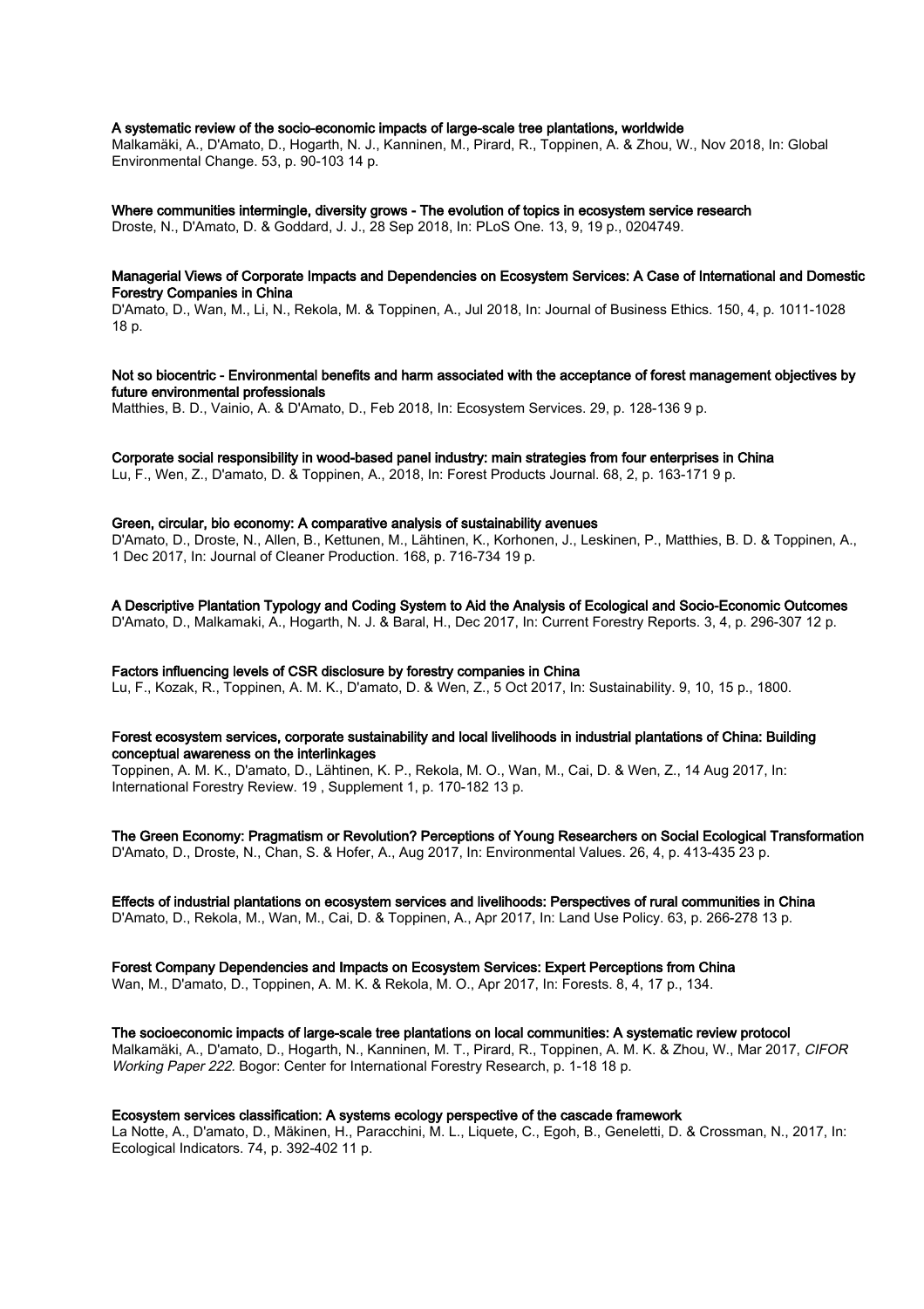**A systematic review of the socio-economic impacts of large-scale tree plantations, worldwide**
Malkamäki, A., D'Amato, D., Hogarth, N. J., Kanninen, M., Pirard, R., Toppinen, A. & Zhou, W., Nov 2018, In: Global Environmental Change. 53, p. 90-103 14 p.

**Where communities intermingle, diversity grows - The evolution of topics in ecosystem service research**
Droste, N., D'Amato, D. & Goddard, J. J., 28 Sep 2018, In: PLoS One. 13, 9, 19 p., 0204749.

**Managerial Views of Corporate Impacts and Dependencies on Ecosystem Services: A Case of International and Domestic Forestry Companies in China**
D'Amato, D., Wan, M., Li, N., Rekola, M. & Toppinen, A., Jul 2018, In: Journal of Business Ethics. 150, 4, p. 1011-1028 18 p.

**Not so biocentric - Environmental benefits and harm associated with the acceptance of forest management objectives by future environmental professionals**
Matthies, B. D., Vainio, A. & D'Amato, D., Feb 2018, In: Ecosystem Services. 29, p. 128-136 9 p.

**Corporate social responsibility in wood-based panel industry: main strategies from four enterprises in China**
Lu, F., Wen, Z., D'amato, D. & Toppinen, A., 2018, In: Forest Products Journal. 68, 2, p. 163-171 9 p.

**Green, circular, bio economy: A comparative analysis of sustainability avenues**
D'Amato, D., Droste, N., Allen, B., Kettunen, M., Lähtinen, K., Korhonen, J., Leskinen, P., Matthies, B. D. & Toppinen, A., 1 Dec 2017, In: Journal of Cleaner Production. 168, p. 716-734 19 p.

**A Descriptive Plantation Typology and Coding System to Aid the Analysis of Ecological and Socio-Economic Outcomes**
D'Amato, D., Malkamaki, A., Hogarth, N. J. & Baral, H., Dec 2017, In: Current Forestry Reports. 3, 4, p. 296-307 12 p.

**Factors influencing levels of CSR disclosure by forestry companies in China**
Lu, F., Kozak, R., Toppinen, A. M. K., D'amato, D. & Wen, Z., 5 Oct 2017, In: Sustainability. 9, 10, 15 p., 1800.

**Forest ecosystem services, corporate sustainability and local livelihoods in industrial plantations of China: Building conceptual awareness on the interlinkages**
Toppinen, A. M. K., D'amato, D., Lähtinen, K. P., Rekola, M. O., Wan, M., Cai, D. & Wen, Z., 14 Aug 2017, In: International Forestry Review. 19 , Supplement 1, p. 170-182 13 p.

**The Green Economy: Pragmatism or Revolution? Perceptions of Young Researchers on Social Ecological Transformation**
D'Amato, D., Droste, N., Chan, S. & Hofer, A., Aug 2017, In: Environmental Values. 26, 4, p. 413-435 23 p.

**Effects of industrial plantations on ecosystem services and livelihoods: Perspectives of rural communities in China**
D'Amato, D., Rekola, M., Wan, M., Cai, D. & Toppinen, A., Apr 2017, In: Land Use Policy. 63, p. 266-278 13 p.

**Forest Company Dependencies and Impacts on Ecosystem Services: Expert Perceptions from China**
Wan, M., D'amato, D., Toppinen, A. M. K. & Rekola, M. O., Apr 2017, In: Forests. 8, 4, 17 p., 134.

**The socioeconomic impacts of large-scale tree plantations on local communities: A systematic review protocol**
Malkamäki, A., D'amato, D., Hogarth, N., Kanninen, M. T., Pirard, R., Toppinen, A. M. K. & Zhou, W., Mar 2017, *CIFOR Working Paper 222.* Bogor: Center for International Forestry Research, p. 1-18 18 p.

**Ecosystem services classification: A systems ecology perspective of the cascade framework**
La Notte, A., D'amato, D., Mäkinen, H., Paracchini, M. L., Liquete, C., Egoh, B., Geneletti, D. & Crossman, N., 2017, In: Ecological Indicators. 74, p. 392-402 11 p.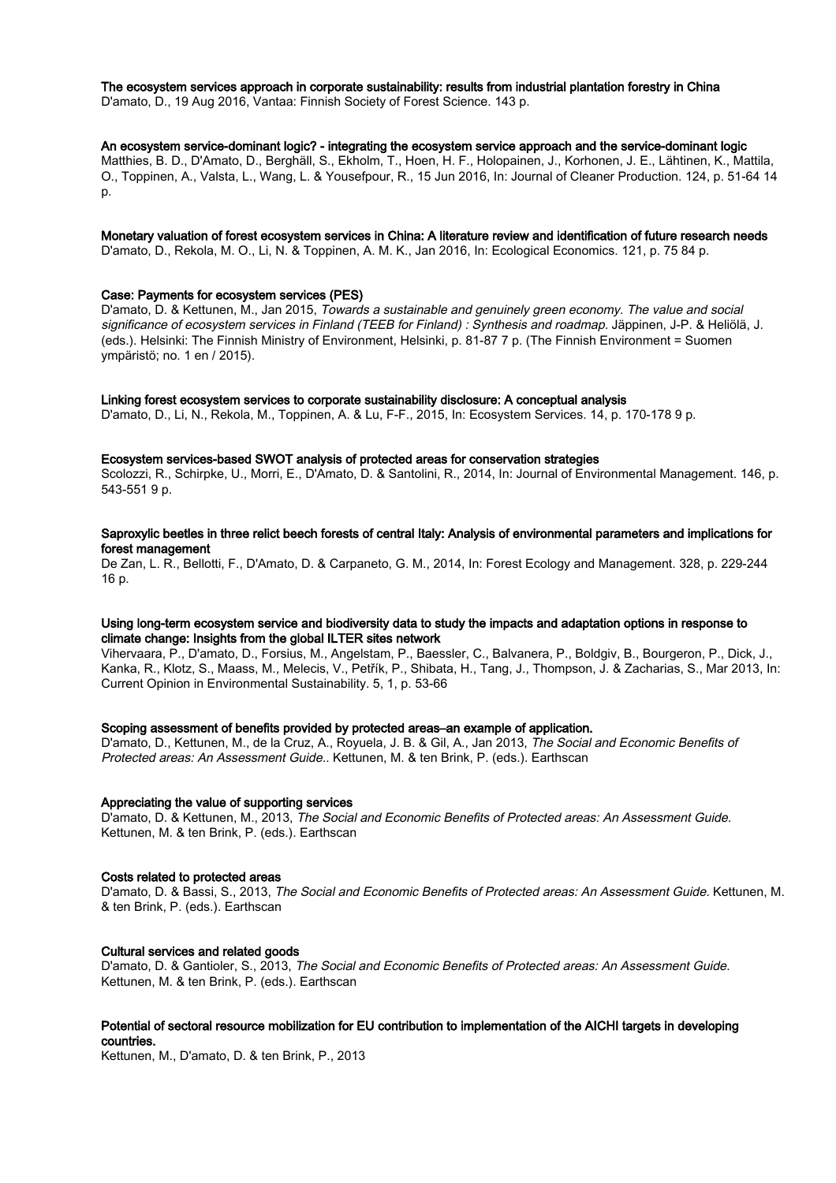**The ecosystem services approach in corporate sustainability: results from industrial plantation forestry in China**
D'amato, D., 19 Aug 2016, Vantaa: Finnish Society of Forest Science. 143 p.

**An ecosystem service-dominant logic? - integrating the ecosystem service approach and the service-dominant logic**
Matthies, B. D., D'Amato, D., Berghäll, S., Ekholm, T., Hoen, H. F., Holopainen, J., Korhonen, J. E., Lähtinen, K., Mattila, O., Toppinen, A., Valsta, L., Wang, L. & Yousefpour, R., 15 Jun 2016, In: Journal of Cleaner Production. 124, p. 51-64 14 p.

**Monetary valuation of forest ecosystem services in China: A literature review and identification of future research needs**
D'amato, D., Rekola, M. O., Li, N. & Toppinen, A. M. K., Jan 2016, In: Ecological Economics. 121, p. 75 84 p.

**Case: Payments for ecosystem services (PES)**
D'amato, D. & Kettunen, M., Jan 2015, *Towards a sustainable and genuinely green economy. The value and social significance of ecosystem services in Finland (TEEB for Finland) : Synthesis and roadmap.* Jäppinen, J-P. & Heliölä, J. (eds.). Helsinki: The Finnish Ministry of Environment, Helsinki, p. 81-87 7 p. (The Finnish Environment = Suomen ympäristö; no. 1 en / 2015).

**Linking forest ecosystem services to corporate sustainability disclosure: A conceptual analysis**
D'amato, D., Li, N., Rekola, M., Toppinen, A. & Lu, F-F., 2015, In: Ecosystem Services. 14, p. 170-178 9 p.

**Ecosystem services-based SWOT analysis of protected areas for conservation strategies**
Scolozzi, R., Schirpke, U., Morri, E., D'Amato, D. & Santolini, R., 2014, In: Journal of Environmental Management. 146, p. 543-551 9 p.

**Saproxylic beetles in three relict beech forests of central Italy: Analysis of environmental parameters and implications for forest management**
De Zan, L. R., Bellotti, F., D'Amato, D. & Carpaneto, G. M., 2014, In: Forest Ecology and Management. 328, p. 229-244 16 p.

**Using long-term ecosystem service and biodiversity data to study the impacts and adaptation options in response to climate change: Insights from the global ILTER sites network**
Vihervaara, P., D'amato, D., Forsius, M., Angelstam, P., Baessler, C., Balvanera, P., Boldgiv, B., Bourgeron, P., Dick, J., Kanka, R., Klotz, S., Maass, M., Melecis, V., Petřík, P., Shibata, H., Tang, J., Thompson, J. & Zacharias, S., Mar 2013, In: Current Opinion in Environmental Sustainability. 5, 1, p. 53-66

**Scoping assessment of benefits provided by protected areas–an example of application.**
D'amato, D., Kettunen, M., de la Cruz, A., Royuela, J. B. & Gil, A., Jan 2013, *The Social and Economic Benefits of Protected areas: An Assessment Guide..* Kettunen, M. & ten Brink, P. (eds.). Earthscan

**Appreciating the value of supporting services**
D'amato, D. & Kettunen, M., 2013, *The Social and Economic Benefits of Protected areas: An Assessment Guide.* Kettunen, M. & ten Brink, P. (eds.). Earthscan

**Costs related to protected areas**
D'amato, D. & Bassi, S., 2013, *The Social and Economic Benefits of Protected areas: An Assessment Guide.* Kettunen, M. & ten Brink, P. (eds.). Earthscan

**Cultural services and related goods**
D'amato, D. & Gantioler, S., 2013, *The Social and Economic Benefits of Protected areas: An Assessment Guide.* Kettunen, M. & ten Brink, P. (eds.). Earthscan

**Potential of sectoral resource mobilization for EU contribution to implementation of the AICHI targets in developing countries.**
Kettunen, M., D'amato, D. & ten Brink, P., 2013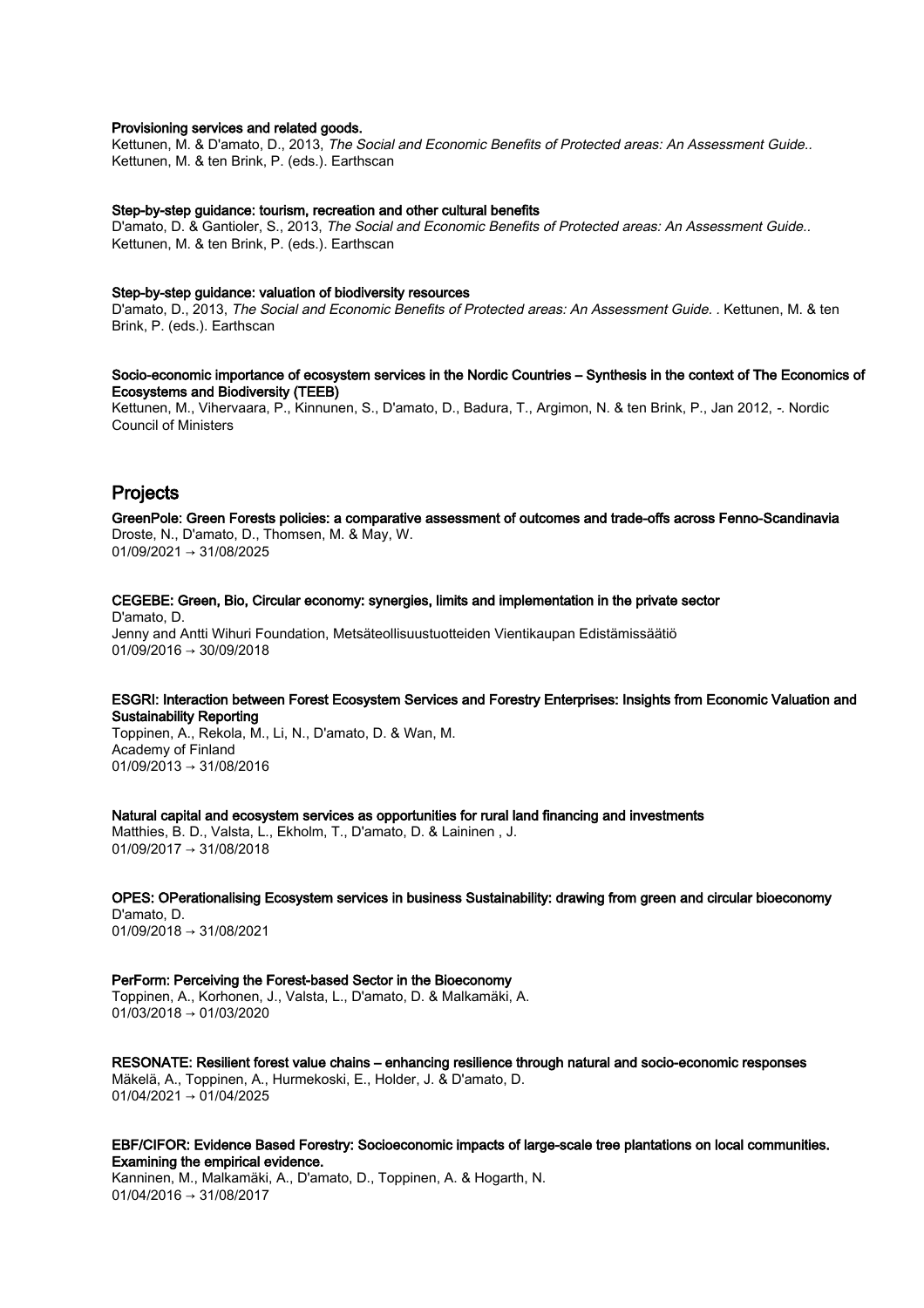**Provisioning services and related goods.**
Kettunen, M. & D'amato, D., 2013, *The Social and Economic Benefits of Protected areas: An Assessment Guide..* Kettunen, M. & ten Brink, P. (eds.). Earthscan

**Step-by-step guidance: tourism, recreation and other cultural benefits**
D'amato, D. & Gantioler, S., 2013, *The Social and Economic Benefits of Protected areas: An Assessment Guide..* Kettunen, M. & ten Brink, P. (eds.). Earthscan

**Step-by-step guidance: valuation of biodiversity resources**
D'amato, D., 2013, *The Social and Economic Benefits of Protected areas: An Assessment Guide. .* Kettunen, M. & ten Brink, P. (eds.). Earthscan

**Socio-economic importance of ecosystem services in the Nordic Countries – Synthesis in the context of The Economics of Ecosystems and Biodiversity (TEEB)**
Kettunen, M., Vihervaara, P., Kinnunen, S., D'amato, D., Badura, T., Argimon, N. & ten Brink, P., Jan 2012, -. Nordic Council of Ministers

## Projects

**GreenPole: Green Forests policies: a comparative assessment of outcomes and trade-offs across Fenno-Scandinavia**
Droste, N., D'amato, D., Thomsen, M. & May, W.
01/09/2021 → 31/08/2025

**CEGEBE: Green, Bio, Circular economy: synergies, limits and implementation in the private sector**
D'amato, D.
Jenny and Antti Wihuri Foundation, Metsäteollisuustuotteiden Vientikaupan Edistämissäätiö
01/09/2016 → 30/09/2018

**ESGRI: Interaction between Forest Ecosystem Services and Forestry Enterprises: Insights from Economic Valuation and Sustainability Reporting**
Toppinen, A., Rekola, M., Li, N., D'amato, D. & Wan, M.
Academy of Finland
01/09/2013 → 31/08/2016

**Natural capital and ecosystem services as opportunities for rural land financing and investments**
Matthies, B. D., Valsta, L., Ekholm, T., D'amato, D. & Laininen , J.
01/09/2017 → 31/08/2018

**OPES: OPerationalising Ecosystem services in business Sustainability: drawing from green and circular bioeconomy**
D'amato, D.
01/09/2018 → 31/08/2021

**PerForm: Perceiving the Forest-based Sector in the Bioeconomy**
Toppinen, A., Korhonen, J., Valsta, L., D'amato, D. & Malkamäki, A.
01/03/2018 → 01/03/2020

**RESONATE: Resilient forest value chains – enhancing resilience through natural and socio-economic responses**
Mäkelä, A., Toppinen, A., Hurmekoski, E., Holder, J. & D'amato, D.
01/04/2021 → 01/04/2025

**EBF/CIFOR: Evidence Based Forestry: Socioeconomic impacts of large-scale tree plantations on local communities. Examining the empirical evidence.**
Kanninen, M., Malkamäki, A., D'amato, D., Toppinen, A. & Hogarth, N.
01/04/2016 → 31/08/2017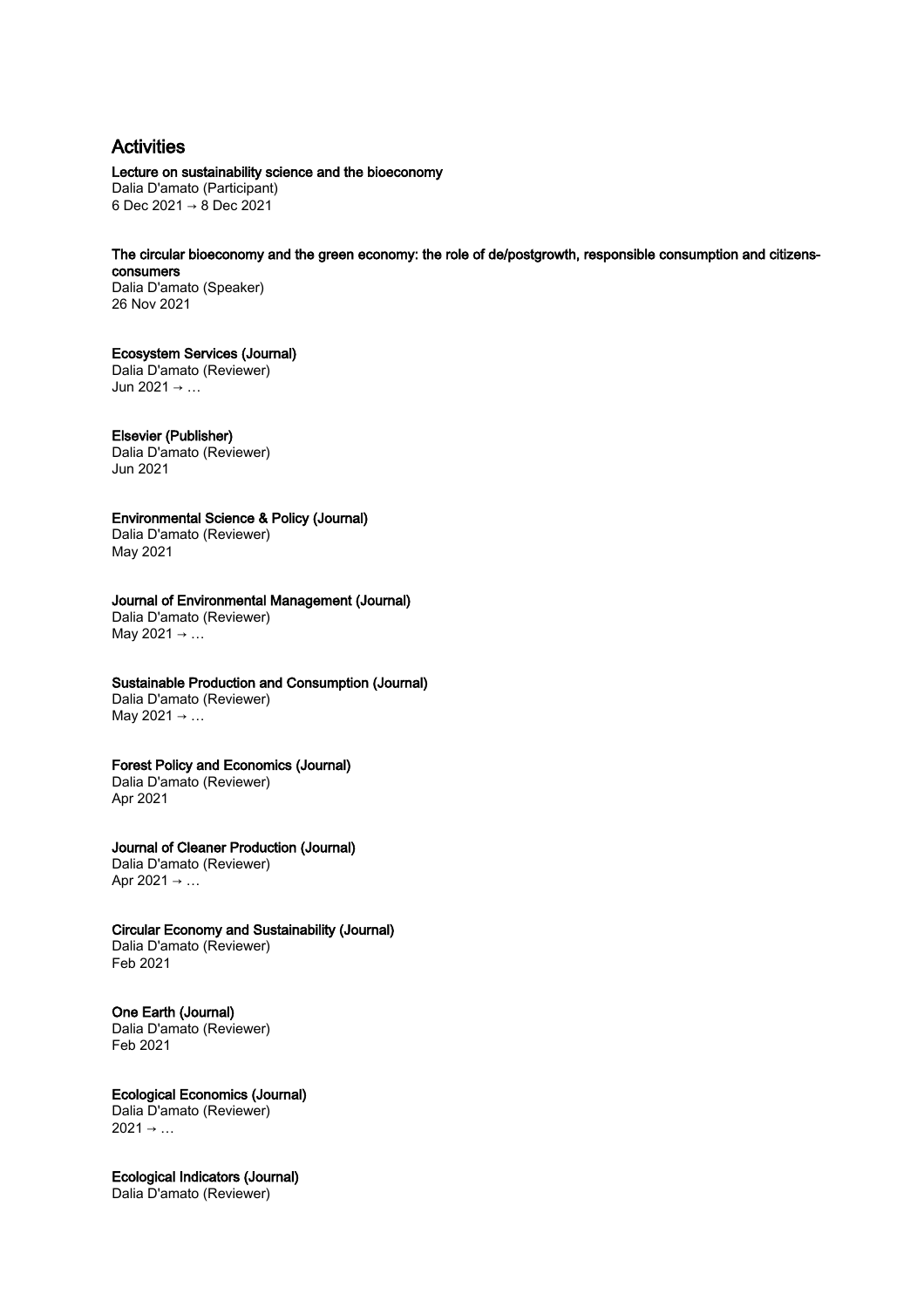## Activities

**Lecture on sustainability science and the bioeconomy**
Dalia D'amato (Participant)
6 Dec 2021 → 8 Dec 2021

**The circular bioeconomy and the green economy: the role of de/postgrowth, responsible consumption and citizens-consumers**
Dalia D'amato (Speaker)
26 Nov 2021

**Ecosystem Services (Journal)**
Dalia D'amato (Reviewer)
Jun 2021 → …

**Elsevier (Publisher)**
Dalia D'amato (Reviewer)
Jun 2021

**Environmental Science & Policy (Journal)**
Dalia D'amato (Reviewer)
May 2021

**Journal of Environmental Management (Journal)**
Dalia D'amato (Reviewer)
May 2021 → …

**Sustainable Production and Consumption (Journal)**
Dalia D'amato (Reviewer)
May 2021 → …

**Forest Policy and Economics (Journal)**
Dalia D'amato (Reviewer)
Apr 2021

**Journal of Cleaner Production (Journal)**
Dalia D'amato (Reviewer)
Apr 2021 → …

**Circular Economy and Sustainability (Journal)**
Dalia D'amato (Reviewer)
Feb 2021

**One Earth (Journal)**
Dalia D'amato (Reviewer)
Feb 2021

**Ecological Economics (Journal)**
Dalia D'amato (Reviewer)
2021 → …

**Ecological Indicators (Journal)**
Dalia D'amato (Reviewer)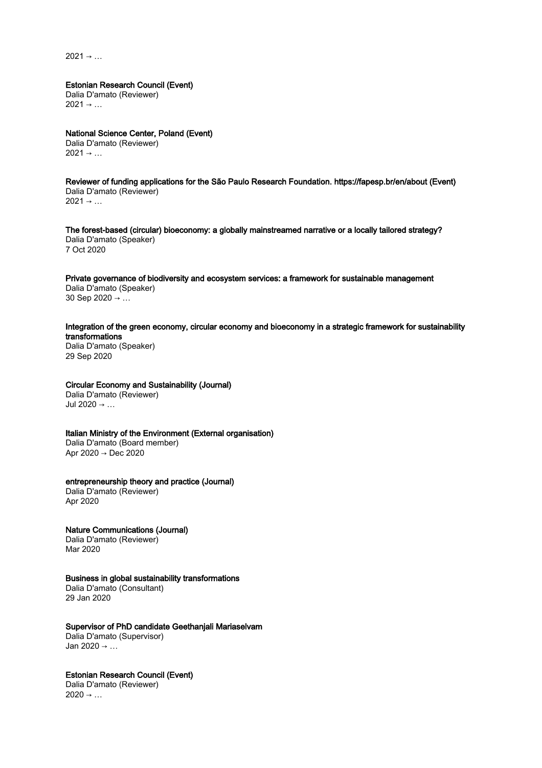2021 → …

**Estonian Research Council (Event)**
Dalia D'amato (Reviewer)
2021 → …

**National Science Center, Poland (Event)**
Dalia D'amato (Reviewer)
2021 → …

**Reviewer of funding applications for the São Paulo Research Foundation. https://fapesp.br/en/about (Event)**
Dalia D'amato (Reviewer)
2021 → …

**The forest-based (circular) bioeconomy: a globally mainstreamed narrative or a locally tailored strategy?**
Dalia D'amato (Speaker)
7 Oct 2020

**Private governance of biodiversity and ecosystem services: a framework for sustainable management**
Dalia D'amato (Speaker)
30 Sep 2020 → …

**Integration of the green economy, circular economy and bioeconomy in a strategic framework for sustainability transformations**
Dalia D'amato (Speaker)
29 Sep 2020

**Circular Economy and Sustainability (Journal)**
Dalia D'amato (Reviewer)
Jul 2020 → …

**Italian Ministry of the Environment (External organisation)**
Dalia D'amato (Board member)
Apr 2020 → Dec 2020

**entrepreneurship theory and practice (Journal)**
Dalia D'amato (Reviewer)
Apr 2020

**Nature Communications (Journal)**
Dalia D'amato (Reviewer)
Mar 2020

**Business in global sustainability transformations**
Dalia D'amato (Consultant)
29 Jan 2020

**Supervisor of PhD candidate Geethanjali Mariaselvam**
Dalia D'amato (Supervisor)
Jan 2020 → …

**Estonian Research Council (Event)**
Dalia D'amato (Reviewer)
2020 → …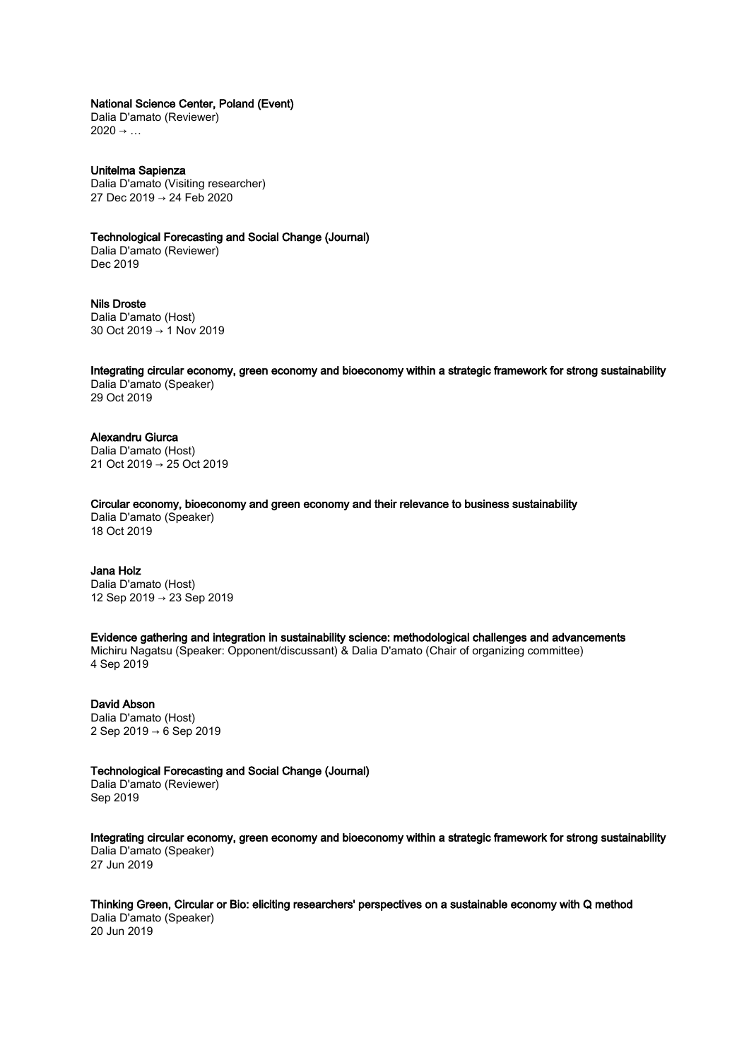**National Science Center, Poland (Event)**
Dalia D'amato (Reviewer)
2020 → …

**Unitelma Sapienza**
Dalia D'amato (Visiting researcher)
27 Dec 2019 → 24 Feb 2020

**Technological Forecasting and Social Change (Journal)**
Dalia D'amato (Reviewer)
Dec 2019

**Nils Droste**
Dalia D'amato (Host)
30 Oct 2019 → 1 Nov 2019

**Integrating circular economy, green economy and bioeconomy within a strategic framework for strong sustainability**
Dalia D'amato (Speaker)
29 Oct 2019

**Alexandru Giurca**
Dalia D'amato (Host)
21 Oct 2019 → 25 Oct 2019

**Circular economy, bioeconomy and green economy and their relevance to business sustainability**
Dalia D'amato (Speaker)
18 Oct 2019

**Jana Holz**
Dalia D'amato (Host)
12 Sep 2019 → 23 Sep 2019

**Evidence gathering and integration in sustainability science: methodological challenges and advancements**
Michiru Nagatsu (Speaker: Opponent/discussant) & Dalia D'amato (Chair of organizing committee)
4 Sep 2019

**David Abson**
Dalia D'amato (Host)
2 Sep 2019 → 6 Sep 2019

**Technological Forecasting and Social Change (Journal)**
Dalia D'amato (Reviewer)
Sep 2019

**Integrating circular economy, green economy and bioeconomy within a strategic framework for strong sustainability**
Dalia D'amato (Speaker)
27 Jun 2019

**Thinking Green, Circular or Bio: eliciting researchers' perspectives on a sustainable economy with Q method**
Dalia D'amato (Speaker)
20 Jun 2019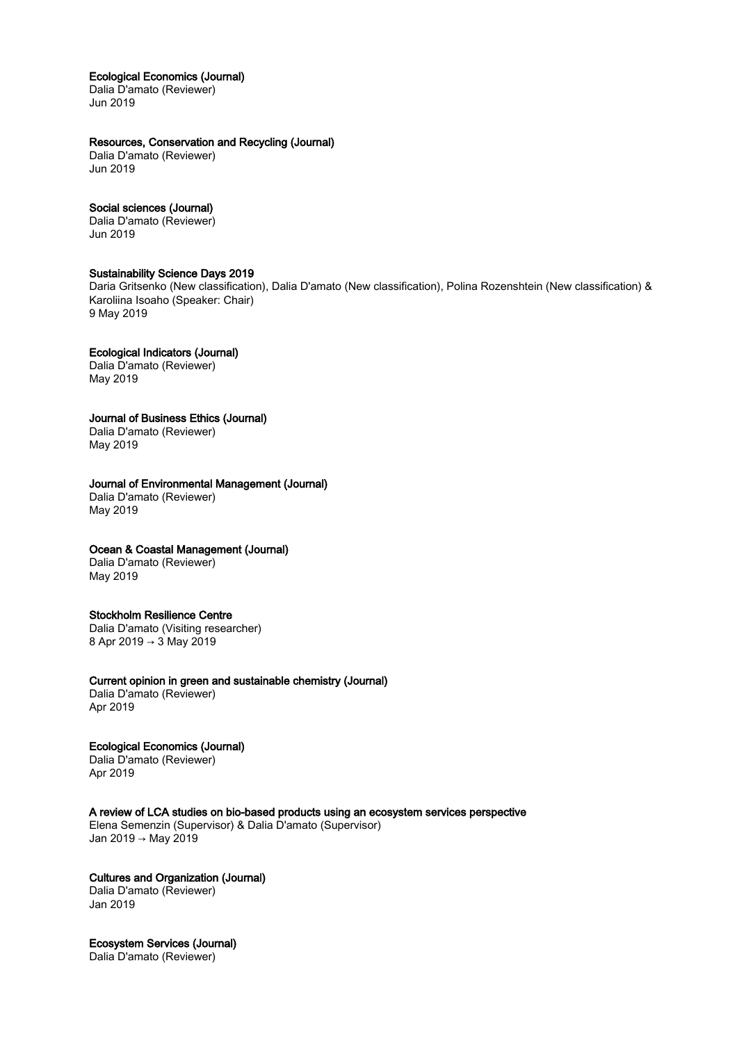**Ecological Economics (Journal)**
Dalia D'amato (Reviewer)
Jun 2019

**Resources, Conservation and Recycling (Journal)**
Dalia D'amato (Reviewer)
Jun 2019

**Social sciences (Journal)**
Dalia D'amato (Reviewer)
Jun 2019

**Sustainability Science Days 2019**
Daria Gritsenko (New classification), Dalia D'amato (New classification), Polina Rozenshtein (New classification) & Karoliina Isoaho (Speaker: Chair)
9 May 2019

**Ecological Indicators (Journal)**
Dalia D'amato (Reviewer)
May 2019

**Journal of Business Ethics (Journal)**
Dalia D'amato (Reviewer)
May 2019

**Journal of Environmental Management (Journal)**
Dalia D'amato (Reviewer)
May 2019

**Ocean & Coastal Management (Journal)**
Dalia D'amato (Reviewer)
May 2019

**Stockholm Resilience Centre**
Dalia D'amato (Visiting researcher)
8 Apr 2019 → 3 May 2019

**Current opinion in green and sustainable chemistry (Journal)**
Dalia D'amato (Reviewer)
Apr 2019

**Ecological Economics (Journal)**
Dalia D'amato (Reviewer)
Apr 2019

**A review of LCA studies on bio-based products using an ecosystem services perspective**
Elena Semenzin (Supervisor) & Dalia D'amato (Supervisor)
Jan 2019 → May 2019

**Cultures and Organization (Journal)**
Dalia D'amato (Reviewer)
Jan 2019

**Ecosystem Services (Journal)**
Dalia D'amato (Reviewer)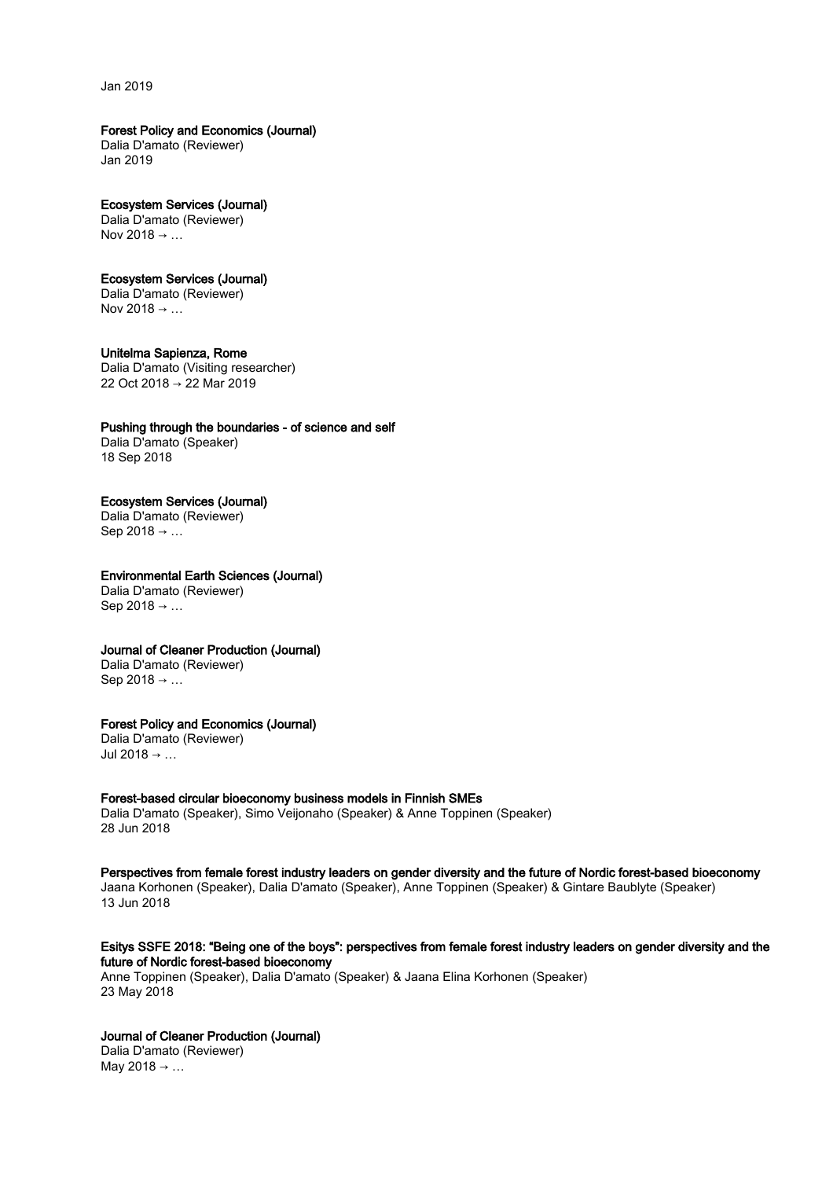Jan 2019

**Forest Policy and Economics (Journal)**
Dalia D'amato (Reviewer)
Jan 2019

**Ecosystem Services (Journal)**
Dalia D'amato (Reviewer)
Nov 2018 → …

**Ecosystem Services (Journal)**
Dalia D'amato (Reviewer)
Nov 2018 → …

**Unitelma Sapienza, Rome**
Dalia D'amato (Visiting researcher)
22 Oct 2018 → 22 Mar 2019

**Pushing through the boundaries - of science and self**
Dalia D'amato (Speaker)
18 Sep 2018

**Ecosystem Services (Journal)**
Dalia D'amato (Reviewer)
Sep 2018 → …

**Environmental Earth Sciences (Journal)**
Dalia D'amato (Reviewer)
Sep 2018 → …

**Journal of Cleaner Production (Journal)**
Dalia D'amato (Reviewer)
Sep 2018 → …

**Forest Policy and Economics (Journal)**
Dalia D'amato (Reviewer)
Jul 2018 → …

**Forest-based circular bioeconomy business models in Finnish SMEs**
Dalia D'amato (Speaker), Simo Veijonaho (Speaker) & Anne Toppinen (Speaker)
28 Jun 2018

**Perspectives from female forest industry leaders on gender diversity and the future of Nordic forest-based bioeconomy**
Jaana Korhonen (Speaker), Dalia D'amato (Speaker), Anne Toppinen (Speaker) & Gintare Baublyte (Speaker)
13 Jun 2018

**Esitys SSFE 2018: "Being one of the boys": perspectives from female forest industry leaders on gender diversity and the future of Nordic forest-based bioeconomy**
Anne Toppinen (Speaker), Dalia D'amato (Speaker) & Jaana Elina Korhonen (Speaker)
23 May 2018

**Journal of Cleaner Production (Journal)**
Dalia D'amato (Reviewer)
May 2018 → …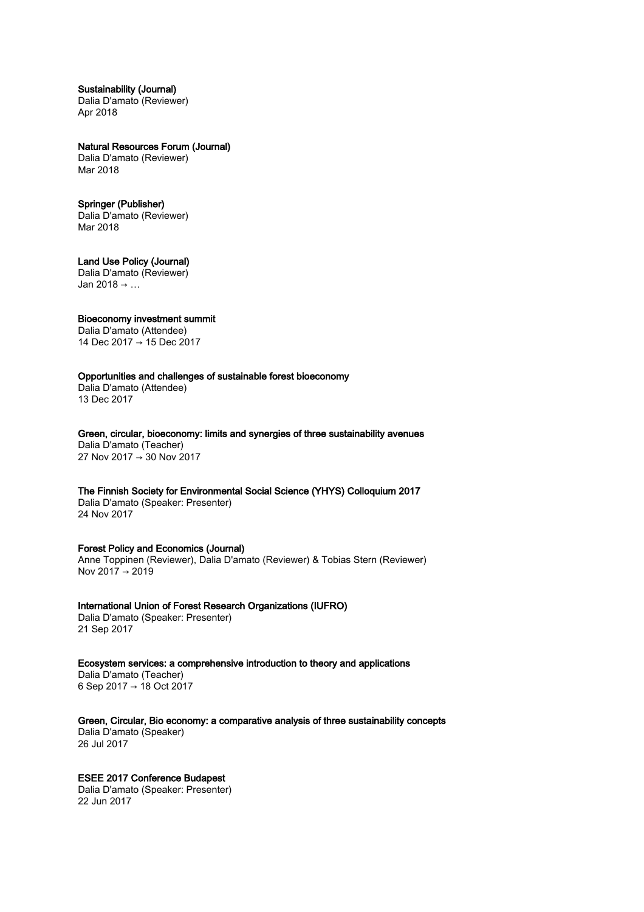**Sustainability (Journal)**
Dalia D'amato (Reviewer)
Apr 2018

**Natural Resources Forum (Journal)**
Dalia D'amato (Reviewer)
Mar 2018

**Springer (Publisher)**
Dalia D'amato (Reviewer)
Mar 2018

**Land Use Policy (Journal)**
Dalia D'amato (Reviewer)
Jan 2018 → …

**Bioeconomy investment summit**
Dalia D'amato (Attendee)
14 Dec 2017 → 15 Dec 2017

**Opportunities and challenges of sustainable forest bioeconomy**
Dalia D'amato (Attendee)
13 Dec 2017

**Green, circular, bioeconomy: limits and synergies of three sustainability avenues**
Dalia D'amato (Teacher)
27 Nov 2017 → 30 Nov 2017

**The Finnish Society for Environmental Social Science (YHYS) Colloquium 2017**
Dalia D'amato (Speaker: Presenter)
24 Nov 2017

**Forest Policy and Economics (Journal)**
Anne Toppinen (Reviewer), Dalia D'amato (Reviewer) & Tobias Stern (Reviewer)
Nov 2017 → 2019

**International Union of Forest Research Organizations (IUFRO)**
Dalia D'amato (Speaker: Presenter)
21 Sep 2017

**Ecosystem services: a comprehensive introduction to theory and applications**
Dalia D'amato (Teacher)
6 Sep 2017 → 18 Oct 2017

**Green, Circular, Bio economy: a comparative analysis of three sustainability concepts**
Dalia D'amato (Speaker)
26 Jul 2017

**ESEE 2017 Conference Budapest**
Dalia D'amato (Speaker: Presenter)
22 Jun 2017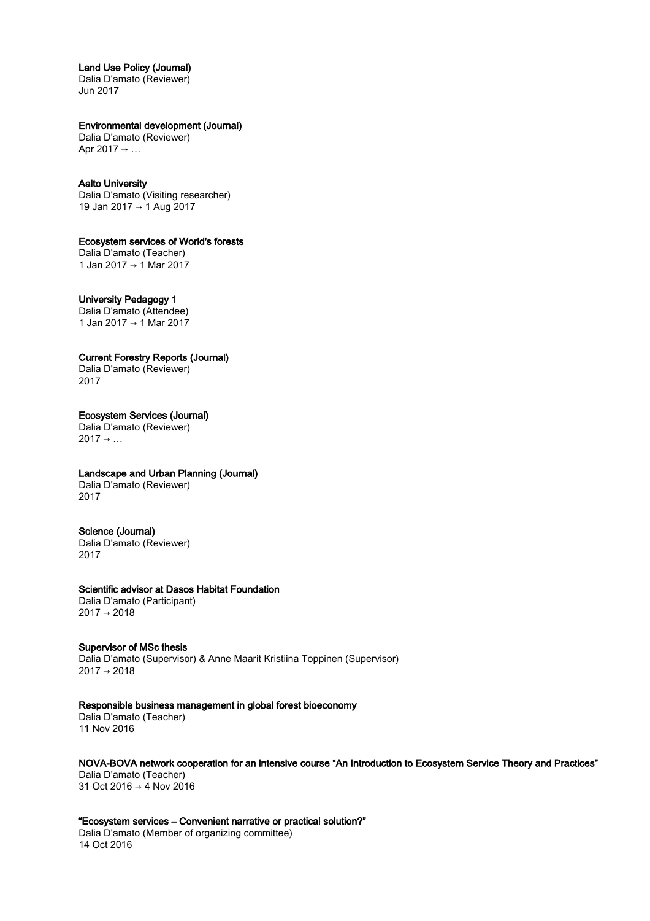**Land Use Policy (Journal)**
Dalia D'amato (Reviewer)
Jun 2017

**Environmental development (Journal)**
Dalia D'amato (Reviewer)
Apr 2017 → …

**Aalto University**
Dalia D'amato (Visiting researcher)
19 Jan 2017 → 1 Aug 2017

**Ecosystem services of World's forests**
Dalia D'amato (Teacher)
1 Jan 2017 → 1 Mar 2017

**University Pedagogy 1**
Dalia D'amato (Attendee)
1 Jan 2017 → 1 Mar 2017

**Current Forestry Reports (Journal)**
Dalia D'amato (Reviewer)
2017

**Ecosystem Services (Journal)**
Dalia D'amato (Reviewer)
2017 → …

**Landscape and Urban Planning (Journal)**
Dalia D'amato (Reviewer)
2017

**Science (Journal)**
Dalia D'amato (Reviewer)
2017

**Scientific advisor at Dasos Habitat Foundation**
Dalia D'amato (Participant)
2017 → 2018

**Supervisor of MSc thesis**
Dalia D'amato (Supervisor) & Anne Maarit Kristiina Toppinen (Supervisor)
2017 → 2018

**Responsible business management in global forest bioeconomy**
Dalia D'amato (Teacher)
11 Nov 2016

**NOVA-BOVA network cooperation for an intensive course "An Introduction to Ecosystem Service Theory and Practices"**
Dalia D'amato (Teacher)
31 Oct 2016 → 4 Nov 2016

**"Ecosystem services – Convenient narrative or practical solution?"**
Dalia D'amato (Member of organizing committee)
14 Oct 2016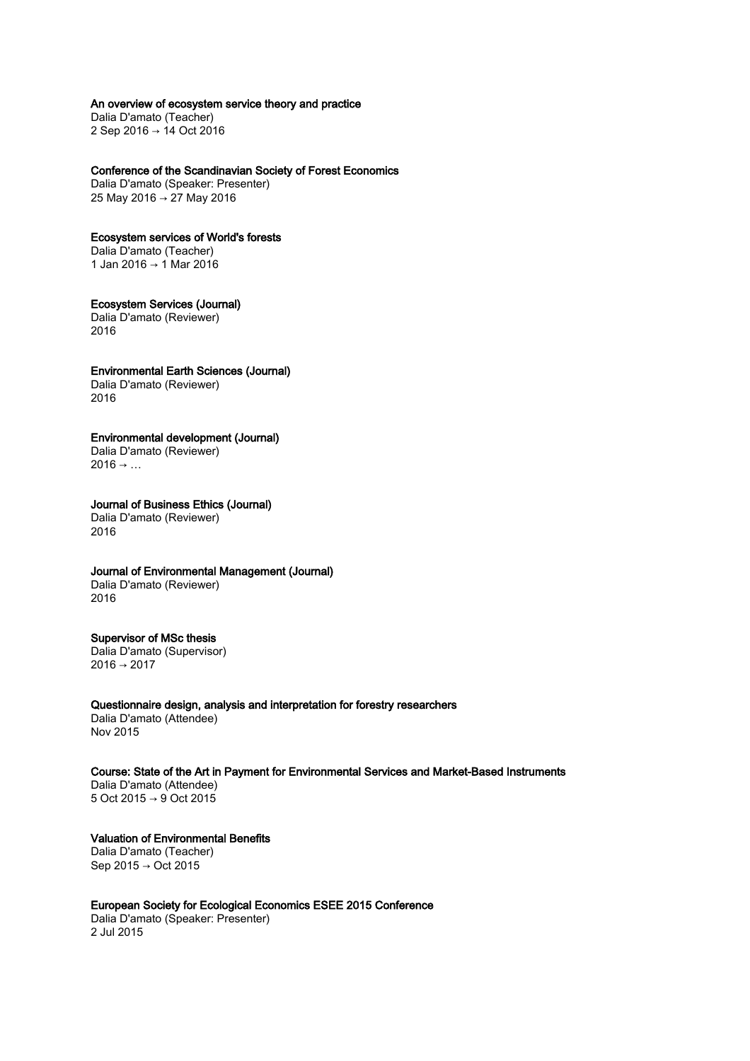**An overview of ecosystem service theory and practice**
Dalia D'amato (Teacher)
2 Sep 2016 → 14 Oct 2016

**Conference of the Scandinavian Society of Forest Economics**
Dalia D'amato (Speaker: Presenter)
25 May 2016 → 27 May 2016

**Ecosystem services of World's forests**
Dalia D'amato (Teacher)
1 Jan 2016 → 1 Mar 2016

**Ecosystem Services (Journal)**
Dalia D'amato (Reviewer)
2016

**Environmental Earth Sciences (Journal)**
Dalia D'amato (Reviewer)
2016

**Environmental development (Journal)**
Dalia D'amato (Reviewer)
2016 → …

**Journal of Business Ethics (Journal)**
Dalia D'amato (Reviewer)
2016

**Journal of Environmental Management (Journal)**
Dalia D'amato (Reviewer)
2016

**Supervisor of MSc thesis**
Dalia D'amato (Supervisor)
2016 → 2017

**Questionnaire design, analysis and interpretation for forestry researchers**
Dalia D'amato (Attendee)
Nov 2015

**Course: State of the Art in Payment for Environmental Services and Market-Based Instruments**
Dalia D'amato (Attendee)
5 Oct 2015 → 9 Oct 2015

**Valuation of Environmental Benefits**
Dalia D'amato (Teacher)
Sep 2015 → Oct 2015

**European Society for Ecological Economics ESEE 2015 Conference**
Dalia D'amato (Speaker: Presenter)
2 Jul 2015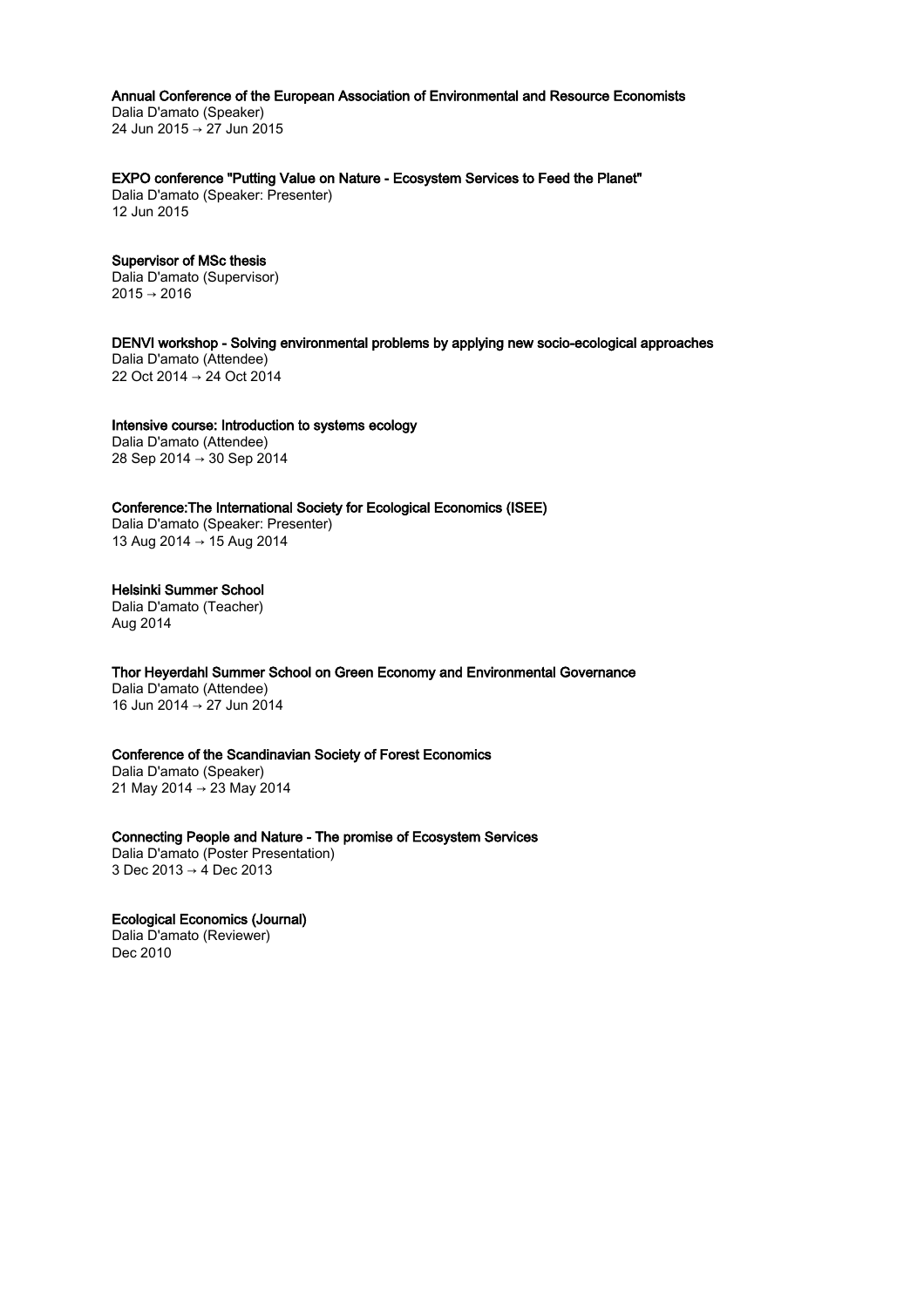**Annual Conference of the European Association of Environmental and Resource Economists**
Dalia D'amato (Speaker)
24 Jun 2015 → 27 Jun 2015

**EXPO conference "Putting Value on Nature - Ecosystem Services to Feed the Planet"**
Dalia D'amato (Speaker: Presenter)
12 Jun 2015

**Supervisor of MSc thesis**
Dalia D'amato (Supervisor)
2015 → 2016

**DENVI workshop - Solving environmental problems by applying new socio-ecological approaches**
Dalia D'amato (Attendee)
22 Oct 2014 → 24 Oct 2014

**Intensive course: Introduction to systems ecology**
Dalia D'amato (Attendee)
28 Sep 2014 → 30 Sep 2014

**Conference:The International Society for Ecological Economics (ISEE)**
Dalia D'amato (Speaker: Presenter)
13 Aug 2014 → 15 Aug 2014

**Helsinki Summer School**
Dalia D'amato (Teacher)
Aug 2014

**Thor Heyerdahl Summer School on Green Economy and Environmental Governance**
Dalia D'amato (Attendee)
16 Jun 2014 → 27 Jun 2014

**Conference of the Scandinavian Society of Forest Economics**
Dalia D'amato (Speaker)
21 May 2014 → 23 May 2014

**Connecting People and Nature - The promise of Ecosystem Services**
Dalia D'amato (Poster Presentation)
3 Dec 2013 → 4 Dec 2013

**Ecological Economics (Journal)**
Dalia D'amato (Reviewer)
Dec 2010